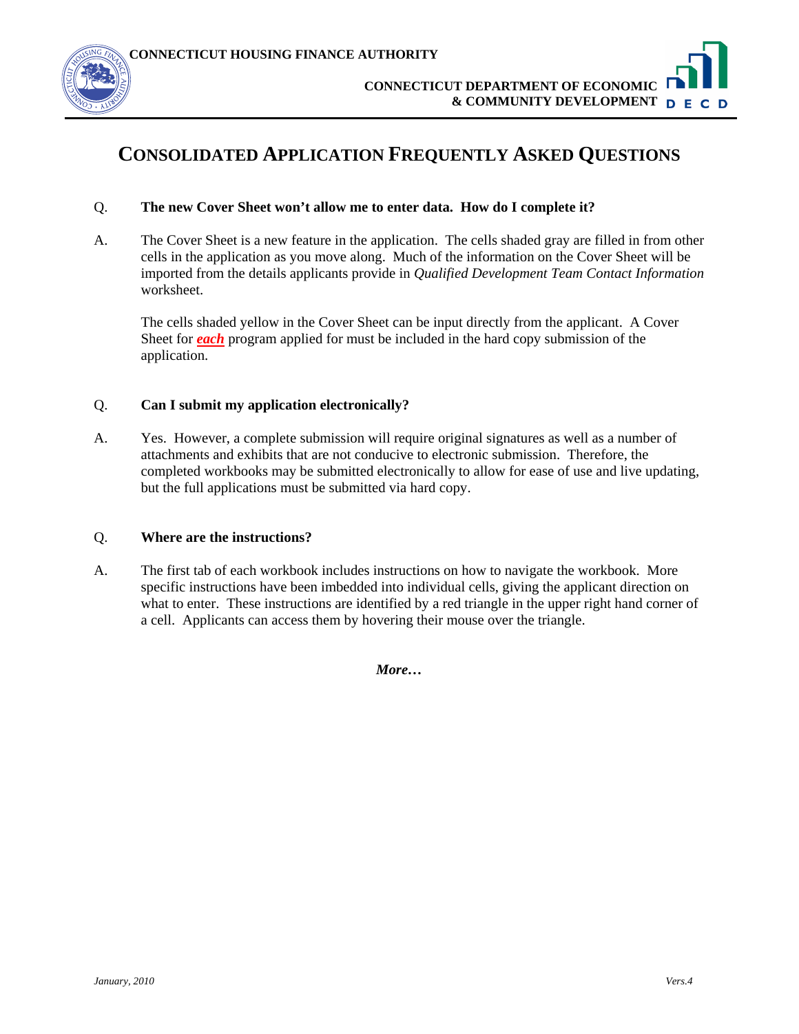CONNECTICUT HOUSING FINANCE AUTHORITY

CONNECTICUT DEPARTMENT OF ECONOMIC & COMMUNITY DEVELOPMENT

# CONSOLIDATED APPLICATION FREQUENTLY ASKED QUESTIONS

Q. **The new Cover Sheet won't allow me to enter data. How do I complete it?**

A. The Cover Sheet is a new feature in the application. The cells shaded gray are filled in from other cells in the application as you move along. Much of the information on the Cover Sheet will be imported from the details applicants provide in *Qualified Development Team Contact Information* worksheet.

The cells shaded yellow in the Cover Sheet can be input directly from the applicant. A Cover Sheet for ***each*** program applied for must be included in the hard copy submission of the application.

Q. **Can I submit my application electronically?**

A. Yes. However, a complete submission will require original signatures as well as a number of attachments and exhibits that are not conducive to electronic submission. Therefore, the completed workbooks may be submitted electronically to allow for ease of use and live updating, but the full applications must be submitted via hard copy.

Q. **Where are the instructions?**

A. The first tab of each workbook includes instructions on how to navigate the workbook. More specific instructions have been imbedded into individual cells, giving the applicant direction on what to enter. These instructions are identified by a red triangle in the upper right hand corner of a cell. Applicants can access them by hovering their mouse over the triangle.

***More…***

*January, 2010* *Vers.4*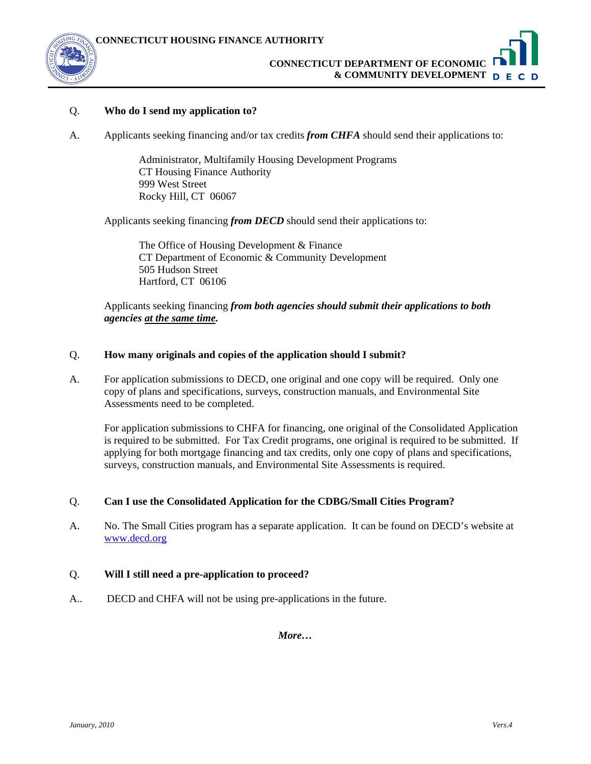Q. **Who do I send my application to?**

A. Applicants seeking financing and/or tax credits ***from CHFA*** should send their applications to:

> Administrator, Multifamily Housing Development Programs
> CT Housing Finance Authority
> 999 West Street
> Rocky Hill, CT 06067

Applicants seeking financing ***from DECD*** should send their applications to:

> The Office of Housing Development & Finance
> CT Department of Economic & Community Development
> 505 Hudson Street
> Hartford, CT 06106

Applicants seeking financing ***from both agencies should submit their applications to both agencies <u>at the same time</u>.***

Q. **How many originals and copies of the application should I submit?**

A. For application submissions to DECD, one original and one copy will be required. Only one copy of plans and specifications, surveys, construction manuals, and Environmental Site Assessments need to be completed.

For application submissions to CHFA for financing, one original of the Consolidated Application is required to be submitted. For Tax Credit programs, one original is required to be submitted. If applying for both mortgage financing and tax credits, only one copy of plans and specifications, surveys, construction manuals, and Environmental Site Assessments is required.

Q. **Can I use the Consolidated Application for the CDBG/Small Cities Program?**

A. No. The Small Cities program has a separate application. It can be found on DECD's website at www.decd.org

Q. **Will I still need a pre-application to proceed?**

A.. DECD and CHFA will not be using pre-applications in the future.

***More…***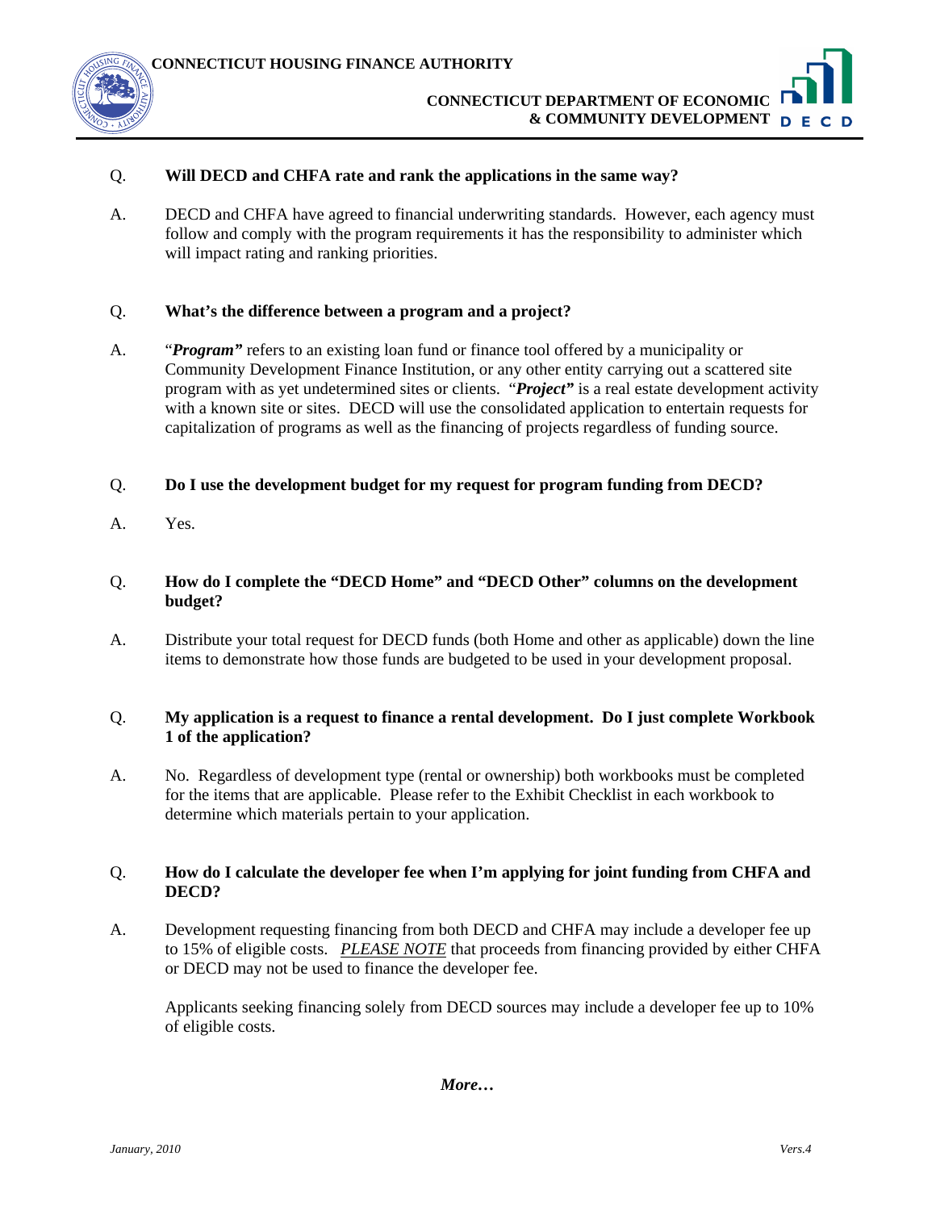Q. **Will DECD and CHFA rate and rank the applications in the same way?**

A. DECD and CHFA have agreed to financial underwriting standards. However, each agency must follow and comply with the program requirements it has the responsibility to administer which will impact rating and ranking priorities.

Q. **What's the difference between a program and a project?**

A. "***Program***" refers to an existing loan fund or finance tool offered by a municipality or Community Development Finance Institution, or any other entity carrying out a scattered site program with as yet undetermined sites or clients. "***Project***" is a real estate development activity with a known site or sites. DECD will use the consolidated application to entertain requests for capitalization of programs as well as the financing of projects regardless of funding source.

Q. **Do I use the development budget for my request for program funding from DECD?**

A. Yes.

Q. **How do I complete the "DECD Home" and "DECD Other" columns on the development budget?**

A. Distribute your total request for DECD funds (both Home and other as applicable) down the line items to demonstrate how those funds are budgeted to be used in your development proposal.

Q. **My application is a request to finance a rental development. Do I just complete Workbook 1 of the application?**

A. No. Regardless of development type (rental or ownership) both workbooks must be completed for the items that are applicable. Please refer to the Exhibit Checklist in each workbook to determine which materials pertain to your application.

Q. **How do I calculate the developer fee when I'm applying for joint funding from CHFA and DECD?**

A. Development requesting financing from both DECD and CHFA may include a developer fee up to 15% of eligible costs. *PLEASE NOTE* that proceeds from financing provided by either CHFA or DECD may not be used to finance the developer fee.

Applicants seeking financing solely from DECD sources may include a developer fee up to 10% of eligible costs.

***More…***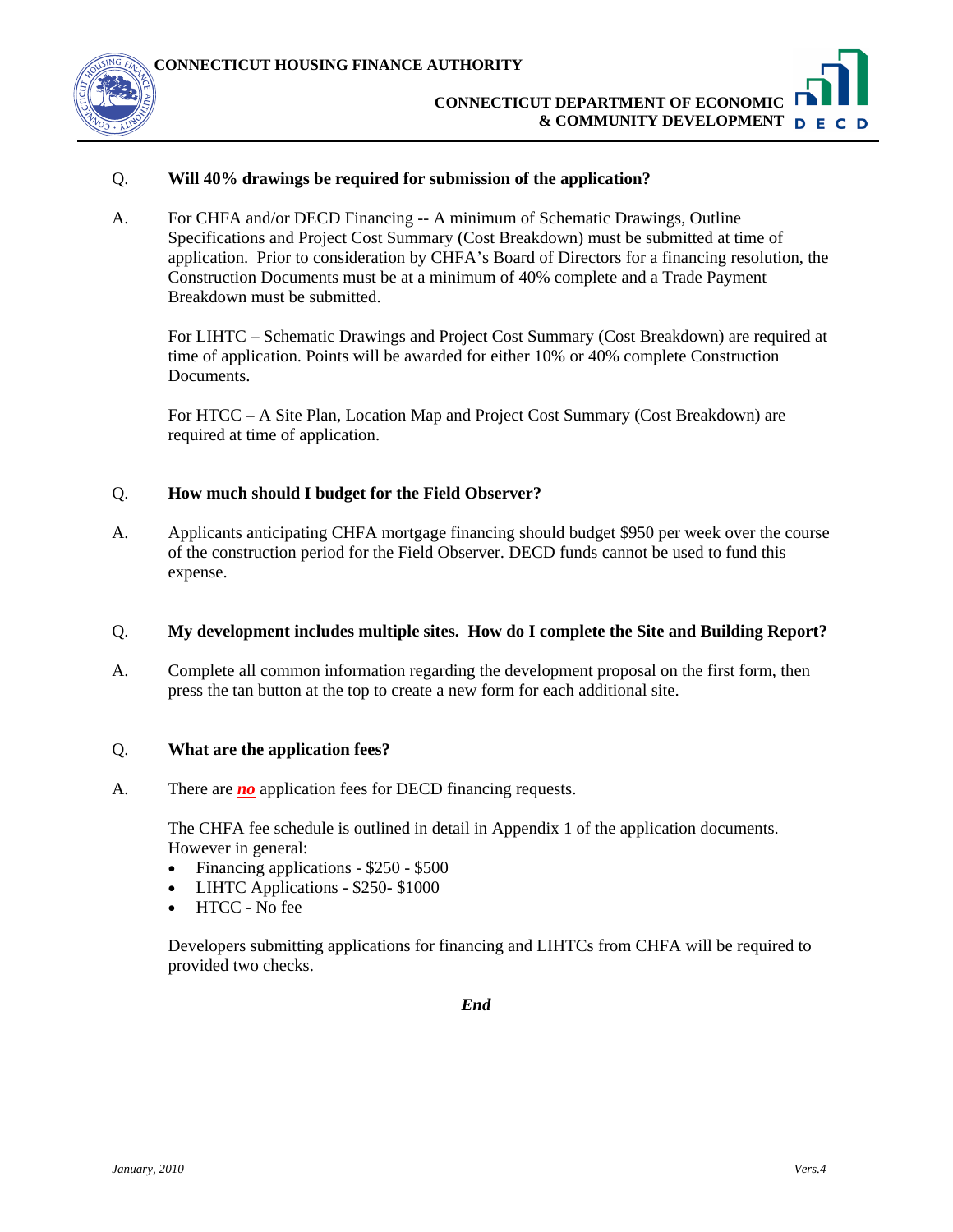Q. **Will 40% drawings be required for submission of the application?**

A. For CHFA and/or DECD Financing -- A minimum of Schematic Drawings, Outline Specifications and Project Cost Summary (Cost Breakdown) must be submitted at time of application. Prior to consideration by CHFA's Board of Directors for a financing resolution, the Construction Documents must be at a minimum of 40% complete and a Trade Payment Breakdown must be submitted.

For LIHTC – Schematic Drawings and Project Cost Summary (Cost Breakdown) are required at time of application. Points will be awarded for either 10% or 40% complete Construction Documents.

For HTCC – A Site Plan, Location Map and Project Cost Summary (Cost Breakdown) are required at time of application.

Q. **How much should I budget for the Field Observer?**

A. Applicants anticipating CHFA mortgage financing should budget $950 per week over the course of the construction period for the Field Observer. DECD funds cannot be used to fund this expense.

Q. **My development includes multiple sites. How do I complete the Site and Building Report?**

A. Complete all common information regarding the development proposal on the first form, then press the tan button at the top to create a new form for each additional site.

Q. **What are the application fees?**

A. There are ***no*** application fees for DECD financing requests.

The CHFA fee schedule is outlined in detail in Appendix 1 of the application documents. However in general:

- Financing applications - $250 - $500
- LIHTC Applications - $250- $1000
- HTCC - No fee

Developers submitting applications for financing and LIHTCs from CHFA will be required to provided two checks.

***End***